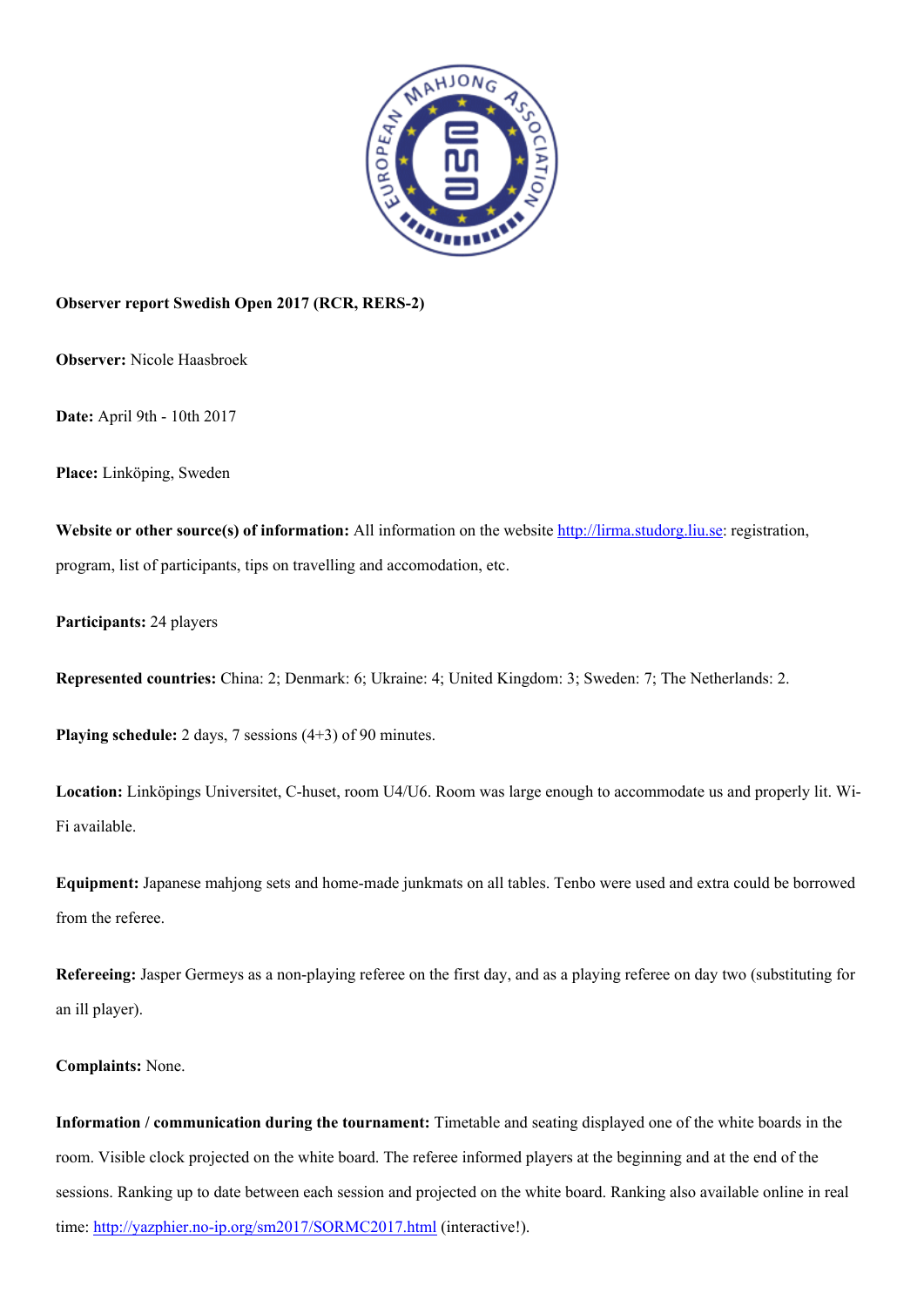**Observer report Swedish Open 2017 (RCR, RERS-2)**

**Observer:** Nicole Haasbroek

**Date:** April 9th - 10th 2017

**Place:** Linköping, Sweden

**Website or other source(s) of information:** All information on the website http://lirma.studorg.liu.se: registration, program, list of participants, tips on travelling and accomodation, etc.

**Participants:** 24 players

**Represented countries:** China: 2; Denmark: 6; Ukraine: 4; United Kingdom: 3; Sweden: 7; The Netherlands: 2.

**Playing schedule:** 2 days, 7 sessions (4+3) of 90 minutes.

**Location:** Linköpings Universitet, C-huset, room U4/U6. Room was large enough to accommodate us and properly lit. Wi-Fi available.

**Equipment:** Japanese mahjong sets and home-made junkmats on all tables. Tenbo were used and extra could be borrowed from the referee.

**Refereeing:** Jasper Germeys as a non-playing referee on the first day, and as a playing referee on day two (substituting for an ill player).

**Complaints:** None.

**Information / communication during the tournament:** Timetable and seating displayed one of the white boards in the room. Visible clock projected on the white board. The referee informed players at the beginning and at the end of the sessions. Ranking up to date between each session and projected on the white board. Ranking also available online in real time: http://yazphier.no-ip.org/sm2017/SORMC2017.html (interactive!).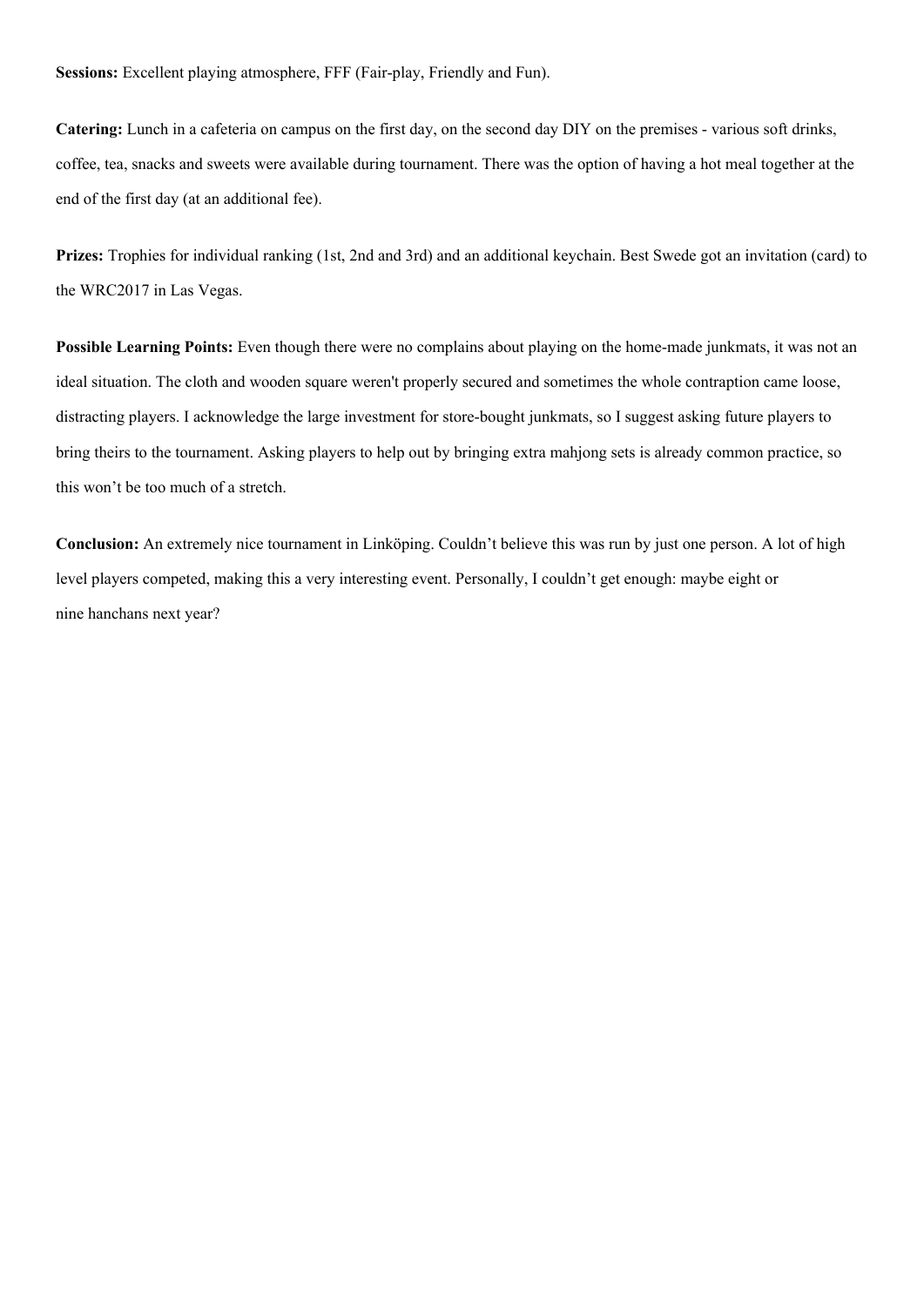**Sessions:** Excellent playing atmosphere, FFF (Fair-play, Friendly and Fun).

**Catering:** Lunch in a cafeteria on campus on the first day, on the second day DIY on the premises - various soft drinks, coffee, tea, snacks and sweets were available during tournament. There was the option of having a hot meal together at the end of the first day (at an additional fee).

**Prizes:** Trophies for individual ranking (1st, 2nd and 3rd) and an additional keychain. Best Swede got an invitation (card) to the WRC2017 in Las Vegas.

**Possible Learning Points:** Even though there were no complains about playing on the home-made junkmats, it was not an ideal situation. The cloth and wooden square weren't properly secured and sometimes the whole contraption came loose, distracting players. I acknowledge the large investment for store-bought junkmats, so I suggest asking future players to bring theirs to the tournament. Asking players to help out by bringing extra mahjong sets is already common practice, so this won't be too much of a stretch.

**Conclusion:** An extremely nice tournament in Linköping. Couldn't believe this was run by just one person. A lot of high level players competed, making this a very interesting event. Personally, I couldn't get enough: maybe eight or nine hanchans next year?